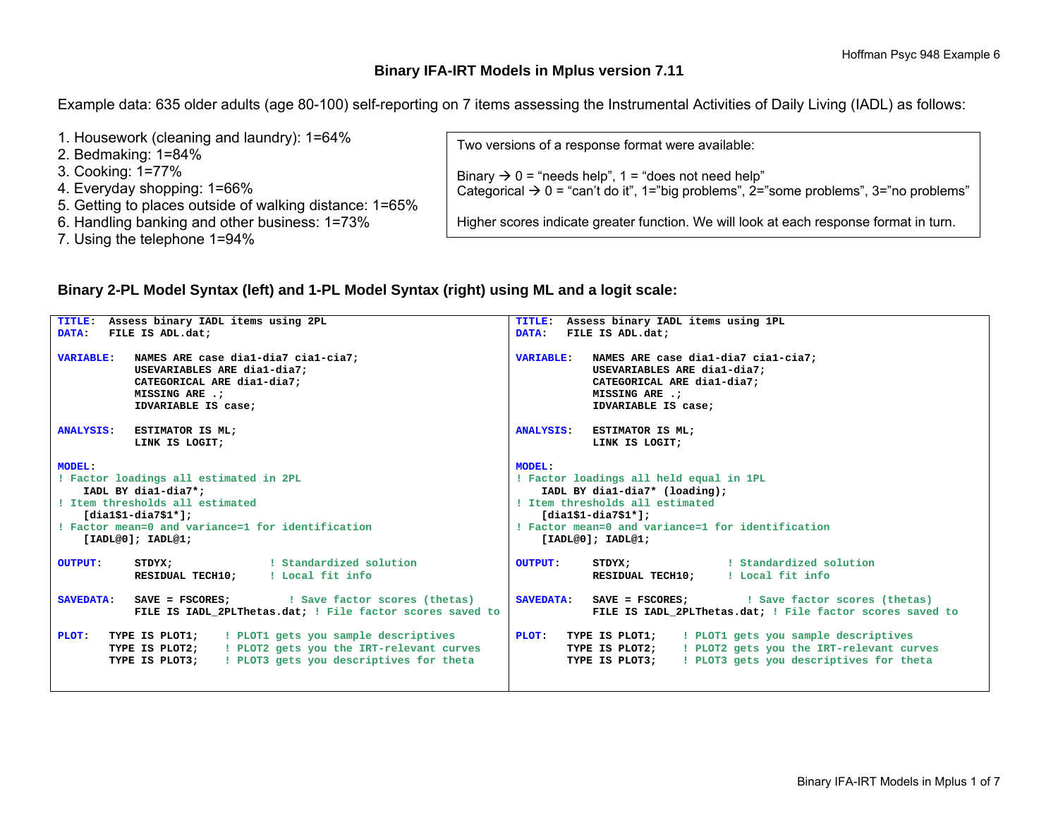# Binary IFA-IRT Models in Mplus version 7.11

Example data: 635 older adults (age 80-100) self-reporting on 7 items assessing the Instrumental Activities of Daily Living (IADL) as follows:

1. Housework (cleaning and laundry): 1=64%
2. Bedmaking: 1=84%
3. Cooking: 1=77%
4. Everyday shopping: 1=66%
5. Getting to places outside of walking distance: 1=65%
6. Handling banking and other business: 1=73%
7. Using the telephone 1=94%

> Two versions of a response format were available:
>
> Binary → 0 = "needs help", 1 = "does not need help"
> Categorical → 0 = "can't do it", 1="big problems", 2="some problems", 3="no problems"
>
> Higher scores indicate greater function. We will look at each response format in turn.

## Binary 2-PL Model Syntax (left) and 1-PL Model Syntax (right) using ML and a logit scale:

```
TITLE:  Assess binary IADL items using 2PL
DATA:   FILE IS ADL.dat;

VARIABLE:   NAMES ARE case dia1-dia7 cia1-cia7;
            USEVARIABLES ARE dia1-dia7;
            CATEGORICAL ARE dia1-dia7;
            MISSING ARE .;
            IDVARIABLE IS case;

ANALYSIS:   ESTIMATOR IS ML;
            LINK IS LOGIT;

MODEL:
! Factor loadings all estimated in 2PL
    IADL BY dia1-dia7*;
! Item thresholds all estimated
    [dia1$1-dia7$1*];
! Factor mean=0 and variance=1 for identification
    [IADL@0]; IADL@1;

OUTPUT:     STDYX;               ! Standardized solution
            RESIDUAL TECH10;     ! Local fit info

SAVEDATA:   SAVE = FSCORES;         ! Save factor scores (thetas)
            FILE IS IADL_2PLThetas.dat; ! File factor scores saved to

PLOT:   TYPE IS PLOT1;    ! PLOT1 gets you sample descriptives
        TYPE IS PLOT2;    ! PLOT2 gets you the IRT-relevant curves
        TYPE IS PLOT3;    ! PLOT3 gets you descriptives for theta
```

```
TITLE:  Assess binary IADL items using 1PL
DATA:   FILE IS ADL.dat;

VARIABLE:   NAMES ARE case dia1-dia7 cia1-cia7;
            USEVARIABLES ARE dia1-dia7;
            CATEGORICAL ARE dia1-dia7;
            MISSING ARE .;
            IDVARIABLE IS case;

ANALYSIS:   ESTIMATOR IS ML;
            LINK IS LOGIT;

MODEL:
! Factor loadings all held equal in 1PL
    IADL BY dia1-dia7* (loading);
! Item thresholds all estimated
    [dia1$1-dia7$1*];
! Factor mean=0 and variance=1 for identification
    [IADL@0]; IADL@1;

OUTPUT:     STDYX;               ! Standardized solution
            RESIDUAL TECH10;     ! Local fit info

SAVEDATA:   SAVE = FSCORES;         ! Save factor scores (thetas)
            FILE IS IADL_2PLThetas.dat; ! File factor scores saved to

PLOT:   TYPE IS PLOT1;    ! PLOT1 gets you sample descriptives
        TYPE IS PLOT2;    ! PLOT2 gets you the IRT-relevant curves
        TYPE IS PLOT3;    ! PLOT3 gets you descriptives for theta
```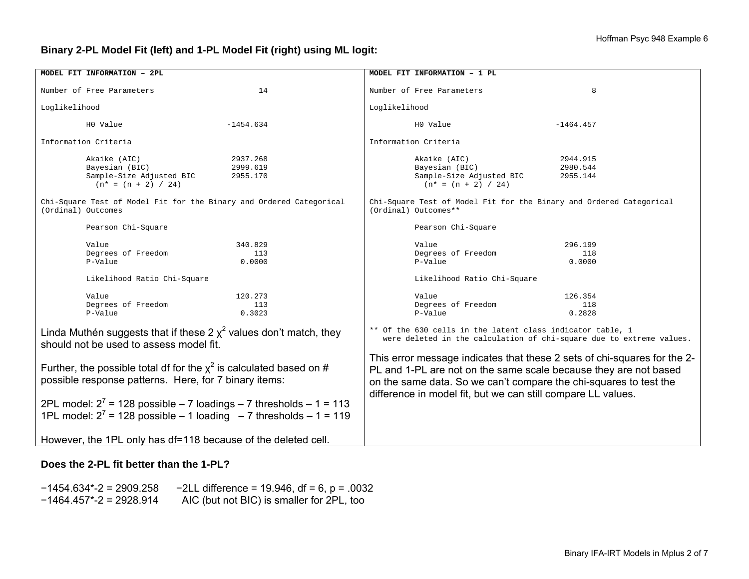**Binary 2-PL Model Fit (left) and 1-PL Model Fit (right) using ML logit:**

```
MODEL FIT INFORMATION – 2PL

Number of Free Parameters                       14

Loglikelihood

          H0 Value                       -1454.634

Information Criteria

          Akaike (AIC)                    2937.268
          Bayesian (BIC)                  2999.619
          Sample-Size Adjusted BIC        2955.170
            (n* = (n + 2) / 24)

Chi-Square Test of Model Fit for the Binary and Ordered Categorical
(Ordinal) Outcomes

          Pearson Chi-Square

          Value                            340.829
          Degrees of Freedom                   113
          P-Value                           0.0000

          Likelihood Ratio Chi-Square

          Value                            120.273
          Degrees of Freedom                   113
          P-Value                           0.3023
```

Linda Muthén suggests that if these 2 $\chi^2$ values don't match, they should not be used to assess model fit.

Further, the possible total df for the $\chi^2$ is calculated based on # possible response patterns. Here, for 7 binary items:

2PL model: $2^7$ = 128 possible – 7 loadings – 7 thresholds – 1 = 113
1PL model: $2^7$ = 128 possible – 1 loading – 7 thresholds – 1 = 119

However, the 1PL only has df=118 because of the deleted cell.

```
MODEL FIT INFORMATION – 1 PL

Number of Free Parameters                        8

Loglikelihood

          H0 Value                       -1464.457

Information Criteria

          Akaike (AIC)                    2944.915
          Bayesian (BIC)                  2980.544
          Sample-Size Adjusted BIC        2955.144
            (n* = (n + 2) / 24)

Chi-Square Test of Model Fit for the Binary and Ordered Categorical
(Ordinal) Outcomes**

          Pearson Chi-Square

          Value                            296.199
          Degrees of Freedom                   118
          P-Value                           0.0000

          Likelihood Ratio Chi-Square

          Value                            126.354
          Degrees of Freedom                   118
          P-Value                           0.2828

** Of the 630 cells in the latent class indicator table, 1
   were deleted in the calculation of chi-square due to extreme values.
```

This error message indicates that these 2 sets of chi-squares for the 2-PL and 1-PL are not on the same scale because they are not based on the same data. So we can't compare the chi-squares to test the difference in model fit, but we can still compare LL values.

**Does the 2-PL fit better than the 1-PL?**

−1454.634*-2 = 2909.258 −2LL difference = 19.946, df = 6, p = .0032
−1464.457*-2 = 2928.914 AIC (but not BIC) is smaller for 2PL, too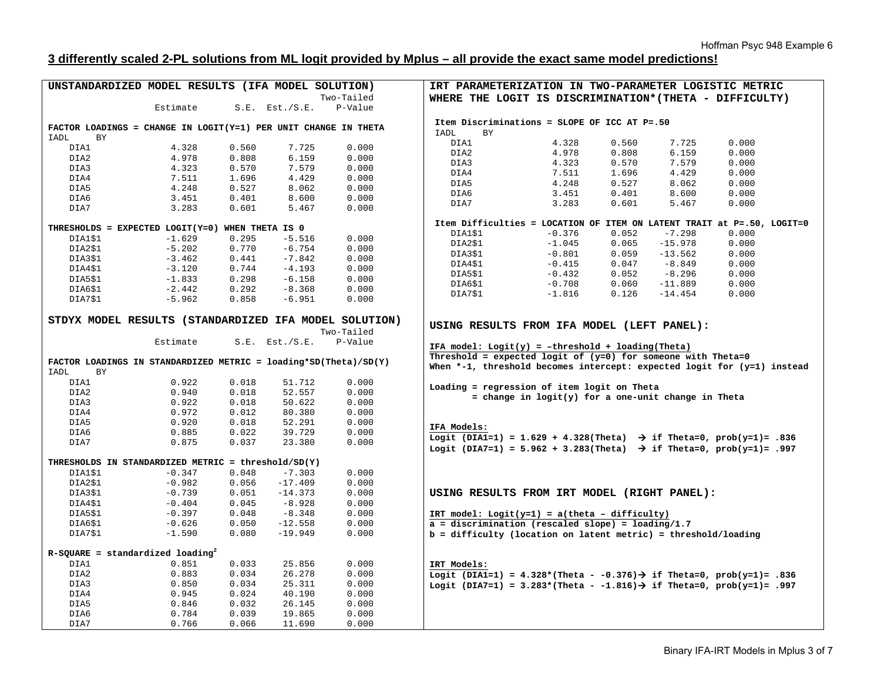**3 differently scaled 2-PL solutions from ML logit provided by Mplus – all provide the exact same model predictions!**

**UNSTANDARDIZED MODEL RESULTS (IFA MODEL SOLUTION)**

**FACTOR LOADINGS = CHANGE IN LOGIT(Y=1) PER UNIT CHANGE IN THETA**

| IADL BY | Estimate | S.E. | Est./S.E. | Two-Tailed P-Value |
|---|---|---|---|---|
| DIA1 | 4.328 | 0.560 | 7.725 | 0.000 |
| DIA2 | 4.978 | 0.808 | 6.159 | 0.000 |
| DIA3 | 4.323 | 0.570 | 7.579 | 0.000 |
| DIA4 | 7.511 | 1.696 | 4.429 | 0.000 |
| DIA5 | 4.248 | 0.527 | 8.062 | 0.000 |
| DIA6 | 3.451 | 0.401 | 8.600 | 0.000 |
| DIA7 | 3.283 | 0.601 | 5.467 | 0.000 |

**THRESHOLDS = EXPECTED LOGIT(Y=0) WHEN THETA IS 0**

| | Estimate | S.E. | Est./S.E. | Two-Tailed P-Value |
|---|---|---|---|---|
| DIA1$1 | -1.629 | 0.295 | -5.516 | 0.000 |
| DIA2$1 | -5.202 | 0.770 | -6.754 | 0.000 |
| DIA3$1 | -3.462 | 0.441 | -7.842 | 0.000 |
| DIA4$1 | -3.120 | 0.744 | -4.193 | 0.000 |
| DIA5$1 | -1.833 | 0.298 | -6.158 | 0.000 |
| DIA6$1 | -2.442 | 0.292 | -8.368 | 0.000 |
| DIA7$1 | -5.962 | 0.858 | -6.951 | 0.000 |

**STDYX MODEL RESULTS (STANDARDIZED IFA MODEL SOLUTION)**

**FACTOR LOADINGS IN STANDARDIZED METRIC = loading*SD(Theta)/SD(Y)**

| IADL BY | Estimate | S.E. | Est./S.E. | Two-Tailed P-Value |
|---|---|---|---|---|
| DIA1 | 0.922 | 0.018 | 51.712 | 0.000 |
| DIA2 | 0.940 | 0.018 | 52.557 | 0.000 |
| DIA3 | 0.922 | 0.018 | 50.622 | 0.000 |
| DIA4 | 0.972 | 0.012 | 80.380 | 0.000 |
| DIA5 | 0.920 | 0.018 | 52.291 | 0.000 |
| DIA6 | 0.885 | 0.022 | 39.729 | 0.000 |
| DIA7 | 0.875 | 0.037 | 23.380 | 0.000 |

**THRESHOLDS IN STANDARDIZED METRIC = threshold/SD(Y)**

| | Estimate | S.E. | Est./S.E. | Two-Tailed P-Value |
|---|---|---|---|---|
| DIA1$1 | -0.347 | 0.048 | -7.303 | 0.000 |
| DIA2$1 | -0.982 | 0.056 | -17.409 | 0.000 |
| DIA3$1 | -0.739 | 0.051 | -14.373 | 0.000 |
| DIA4$1 | -0.404 | 0.045 | -8.928 | 0.000 |
| DIA5$1 | -0.397 | 0.048 | -8.348 | 0.000 |
| DIA6$1 | -0.626 | 0.050 | -12.558 | 0.000 |
| DIA7$1 | -1.590 | 0.080 | -19.949 | 0.000 |

**R-SQUARE = standardized loading$^2$**

| | Estimate | S.E. | Est./S.E. | Two-Tailed P-Value |
|---|---|---|---|---|
| DIA1 | 0.851 | 0.033 | 25.856 | 0.000 |
| DIA2 | 0.883 | 0.034 | 26.278 | 0.000 |
| DIA3 | 0.850 | 0.034 | 25.311 | 0.000 |
| DIA4 | 0.945 | 0.024 | 40.190 | 0.000 |
| DIA5 | 0.846 | 0.032 | 26.145 | 0.000 |
| DIA6 | 0.784 | 0.039 | 19.865 | 0.000 |
| DIA7 | 0.766 | 0.066 | 11.690 | 0.000 |

**IRT PARAMETERIZATION IN TWO-PARAMETER LOGISTIC METRIC WHERE THE LOGIT IS DISCRIMINATION*(THETA - DIFFICULTY)**

**Item Discriminations = SLOPE OF ICC AT P=.50**

| IADL BY | Estimate | S.E. | Est./S.E. | P-Value |
|---|---|---|---|---|
| DIA1 | 4.328 | 0.560 | 7.725 | 0.000 |
| DIA2 | 4.978 | 0.808 | 6.159 | 0.000 |
| DIA3 | 4.323 | 0.570 | 7.579 | 0.000 |
| DIA4 | 7.511 | 1.696 | 4.429 | 0.000 |
| DIA5 | 4.248 | 0.527 | 8.062 | 0.000 |
| DIA6 | 3.451 | 0.401 | 8.600 | 0.000 |
| DIA7 | 3.283 | 0.601 | 5.467 | 0.000 |

**Item Difficulties = LOCATION OF ITEM ON LATENT TRAIT AT P=.50, LOGIT=0**

| | Estimate | S.E. | Est./S.E. | P-Value |
|---|---|---|---|---|
| DIA1$1 | -0.376 | 0.052 | -7.298 | 0.000 |
| DIA2$1 | -1.045 | 0.065 | -15.978 | 0.000 |
| DIA3$1 | -0.801 | 0.059 | -13.562 | 0.000 |
| DIA4$1 | -0.415 | 0.047 | -8.849 | 0.000 |
| DIA5$1 | -0.432 | 0.052 | -8.296 | 0.000 |
| DIA6$1 | -0.708 | 0.060 | -11.889 | 0.000 |
| DIA7$1 | -1.816 | 0.126 | -14.454 | 0.000 |

**USING RESULTS FROM IFA MODEL (LEFT PANEL):**

**IFA model: Logit(y) = –threshold + loading(Theta)**
**Threshold = expected logit of (y=0) for someone with Theta=0**
**When *-1, threshold becomes intercept: expected logit for (y=1) instead**

**Loading = regression of item logit on Theta**
**= change in logit(y) for a one-unit change in Theta**

**IFA Models:**
**Logit (DIA1=1) = 1.629 + 4.328(Theta) → if Theta=0, prob(y=1)= .836**
**Logit (DIA7=1) = 5.962 + 3.283(Theta) → if Theta=0, prob(y=1)= .997**

**USING RESULTS FROM IRT MODEL (RIGHT PANEL):**

**IRT model: Logit(y=1) = a(theta – difficulty)**
**a = discrimination (rescaled slope) = loading/1.7**
**b = difficulty (location on latent metric) = threshold/loading**

**IRT Models:**
**Logit (DIA1=1) = 4.328*(Theta - -0.376) → if Theta=0, prob(y=1)= .836**
**Logit (DIA7=1) = 3.283*(Theta - -1.816) → if Theta=0, prob(y=1)= .997**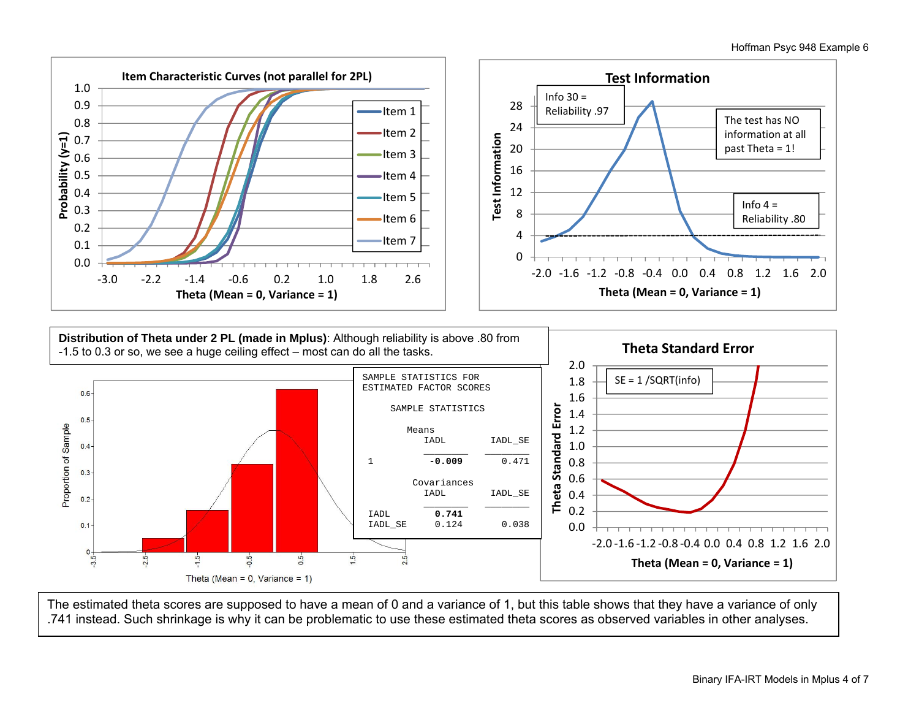**Item Characteristic Curves (not parallel for 2PL)**

**Test Information**

Info 30 = Reliability .97

The test has NO information at all past Theta = 1!

Info 4 = Reliability .80

**Distribution of Theta under 2 PL (made in Mplus)**: Although reliability is above .80 from -1.5 to 0.3 or so, we see a huge ceiling effect – most can do all the tasks.

```
SAMPLE STATISTICS FOR
ESTIMATED FACTOR SCORES

     SAMPLE STATISTICS

        Means
           IADL          IADL_SE
           ________      ________
 1          -0.009         0.471

           Covariances
           IADL          IADL_SE
           ________      ________
 IADL       0.741
 IADL_SE    0.124         0.038
```

**Theta Standard Error**

SE = 1 /SQRT(info)

The estimated theta scores are supposed to have a mean of 0 and a variance of 1, but this table shows that they have a variance of only .741 instead. Such shrinkage is why it can be problematic to use these estimated theta scores as observed variables in other analyses.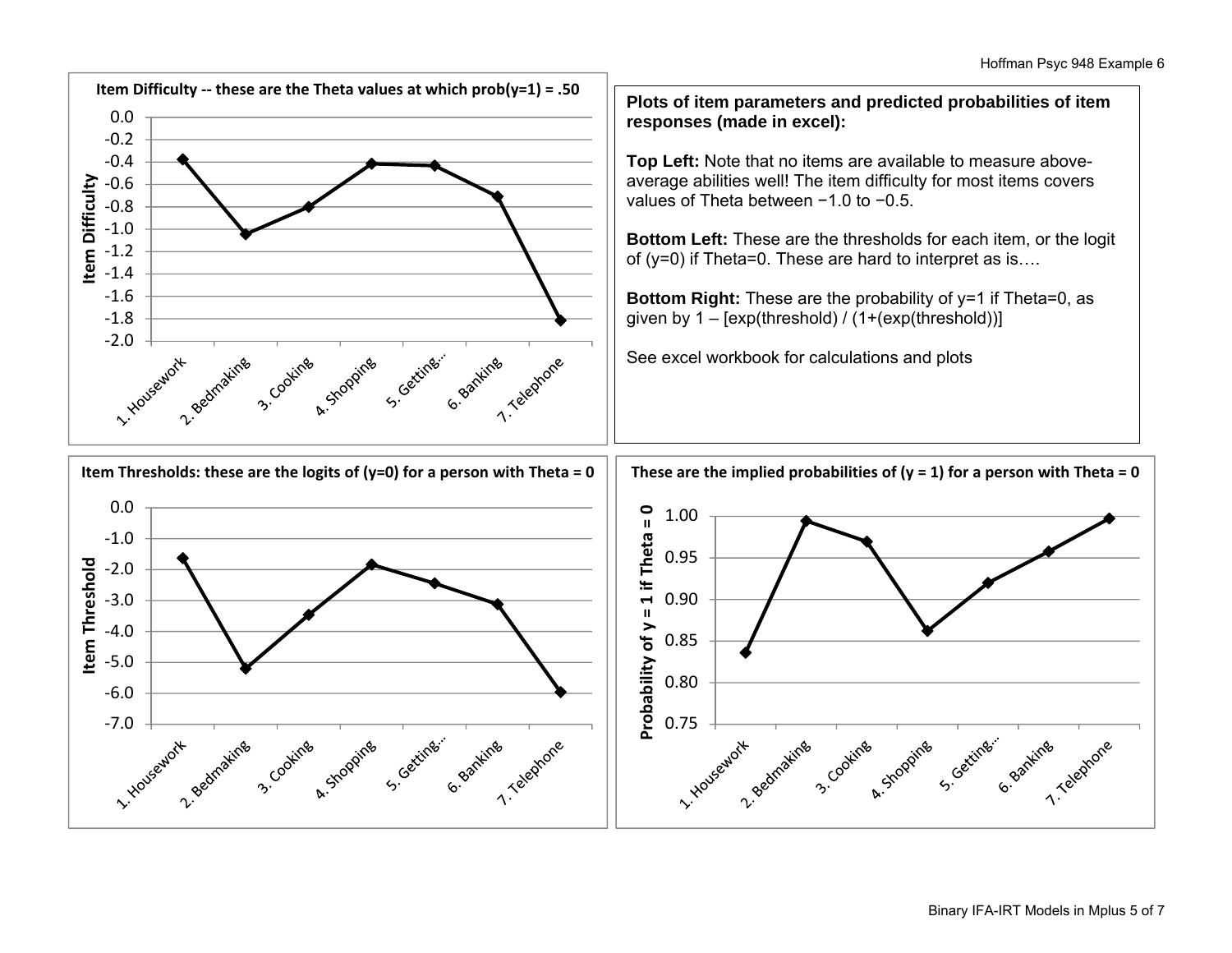**Item Difficulty -- these are the Theta values at which prob(y=1) = .50**

| Item | Item Difficulty |
|---|---|
| 1. Housework | -0.38 |
| 2. Bedmaking | -1.04 |
| 3. Cooking | -0.80 |
| 4. Shopping | -0.42 |
| 5. Getting... | -0.43 |
| 6. Banking | -0.71 |
| 7. Telephone | -1.82 |

**Plots of item parameters and predicted probabilities of item responses (made in excel):**

**Top Left:** Note that no items are available to measure above-average abilities well! The item difficulty for most items covers values of Theta between −1.0 to −0.5.

**Bottom Left:** These are the thresholds for each item, or the logit of (y=0) if Theta=0. These are hard to interpret as is….

**Bottom Right:** These are the probability of y=1 if Theta=0, as given by 1 – [exp(threshold) / (1+(exp(threshold))]

See excel workbook for calculations and plots

**Item Thresholds: these are the logits of (y=0) for a person with Theta = 0**

| Item | Item Threshold |
|---|---|
| 1. Housework | -1.6 |
| 2. Bedmaking | -5.2 |
| 3. Cooking | -3.5 |
| 4. Shopping | -1.8 |
| 5. Getting... | -2.4 |
| 6. Banking | -3.1 |
| 7. Telephone | -6.0 |

**These are the implied probabilities of (y = 1) for a person with Theta = 0**

| Item | Probability of y = 1 if Theta = 0 |
|---|---|
| 1. Housework | 0.836 |
| 2. Bedmaking | 0.994 |
| 3. Cooking | 0.969 |
| 4. Shopping | 0.862 |
| 5. Getting... | 0.920 |
| 6. Banking | 0.957 |
| 7. Telephone | 0.997 |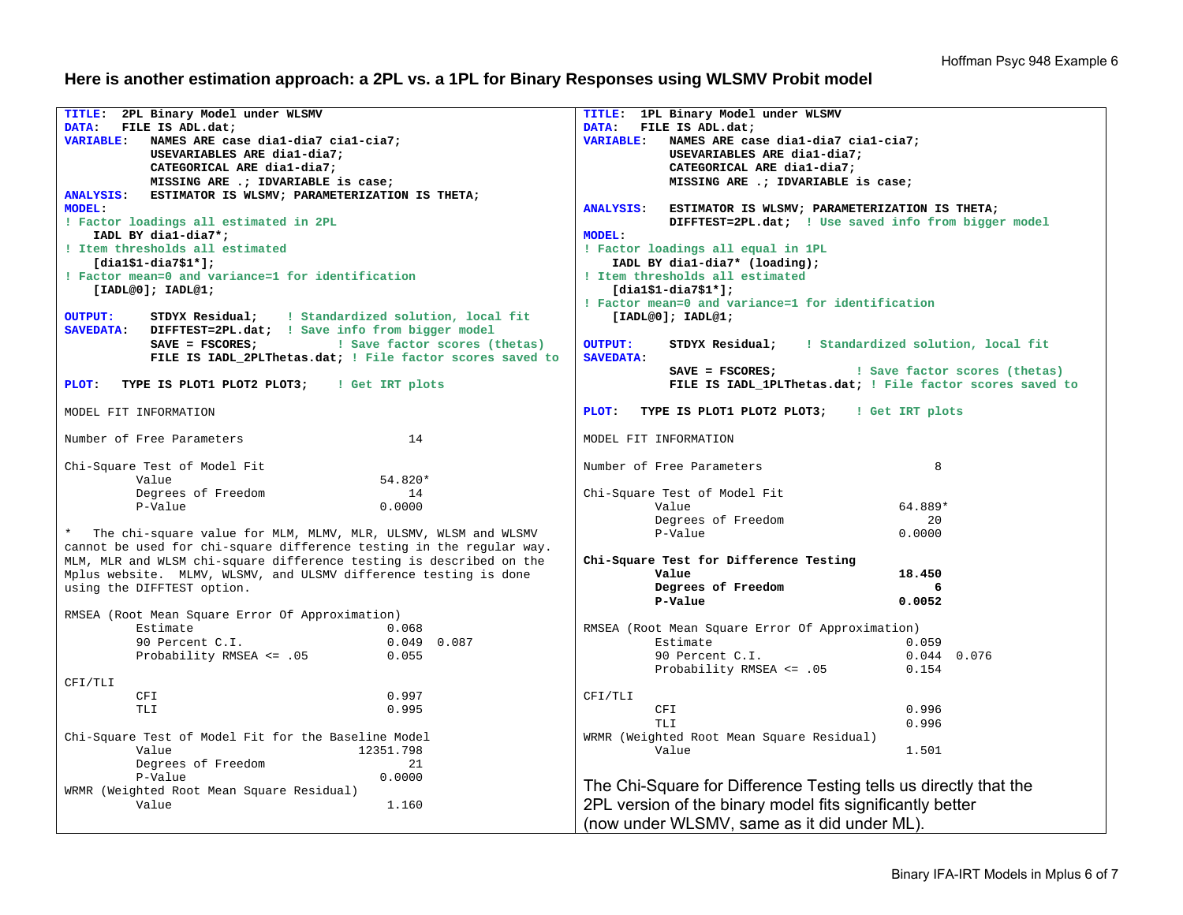## Here is another estimation approach: a 2PL vs. a 1PL for Binary Responses using WLSMV Probit model

```
TITLE:  2PL Binary Model under WLSMV
DATA:   FILE IS ADL.dat;
VARIABLE:   NAMES ARE case dia1-dia7 cia1-cia7;
            USEVARIABLES ARE dia1-dia7;
            CATEGORICAL ARE dia1-dia7;
            MISSING ARE .; IDVARIABLE is case;
ANALYSIS:   ESTIMATOR IS WLSMV; PARAMETERIZATION IS THETA;
MODEL:
! Factor loadings all estimated in 2PL
    IADL BY dia1-dia7*;
! Item thresholds all estimated
    [dia1$1-dia7$1*];
! Factor mean=0 and variance=1 for identification
    [IADL@0]; IADL@1;

OUTPUT:     STDYX Residual;    ! Standardized solution, local fit
SAVEDATA:   DIFFTEST=2PL.dat;  ! Save info from bigger model
            SAVE = FSCORES;           ! Save factor scores (thetas)
            FILE IS IADL_2PLThetas.dat; ! File factor scores saved to

PLOT:   TYPE IS PLOT1 PLOT2 PLOT3;    ! Get IRT plots

MODEL FIT INFORMATION

Number of Free Parameters                       14

Chi-Square Test of Model Fit
          Value                             54.820*
          Degrees of Freedom                    14
          P-Value                           0.0000

*   The chi-square value for MLM, MLMV, MLR, ULSMV, WLSM and WLSMV
cannot be used for chi-square difference testing in the regular way.
MLM, MLR and WLSM chi-square difference testing is described on the
Mplus website.  MLMV, WLSMV, and ULSMV difference testing is done
using the DIFFTEST option.

RMSEA (Root Mean Square Error Of Approximation)
          Estimate                           0.068
          90 Percent C.I.                    0.049  0.087
          Probability RMSEA <= .05           0.055

CFI/TLI
          CFI                                0.997
          TLI                                0.995

Chi-Square Test of Model Fit for the Baseline Model
          Value                          12351.798
          Degrees of Freedom                    21
          P-Value                           0.0000
WRMR (Weighted Root Mean Square Residual)
          Value                              1.160
```

```
TITLE:  1PL Binary Model under WLSMV
DATA:   FILE IS ADL.dat;
VARIABLE:   NAMES ARE case dia1-dia7 cia1-cia7;
            USEVARIABLES ARE dia1-dia7;
            CATEGORICAL ARE dia1-dia7;
            MISSING ARE .; IDVARIABLE is case;

ANALYSIS:   ESTIMATOR IS WLSMV; PARAMETERIZATION IS THETA;
            DIFFTEST=2PL.dat;  ! Use saved info from bigger model
MODEL:
! Factor loadings all equal in 1PL
    IADL BY dia1-dia7* (loading);
! Item thresholds all estimated
    [dia1$1-dia7$1*];
! Factor mean=0 and variance=1 for identification
    [IADL@0]; IADL@1;

OUTPUT:     STDYX Residual;    ! Standardized solution, local fit
SAVEDATA:
            SAVE = FSCORES;           ! Save factor scores (thetas)
            FILE IS IADL_1PLThetas.dat; ! File factor scores saved to

PLOT:   TYPE IS PLOT1 PLOT2 PLOT3;    ! Get IRT plots

MODEL FIT INFORMATION

Number of Free Parameters                        8

Chi-Square Test of Model Fit
          Value                             64.889*
          Degrees of Freedom                    20
          P-Value                           0.0000

Chi-Square Test for Difference Testing
          Value                             18.450
          Degrees of Freedom                     6
          P-Value                           0.0052

RMSEA (Root Mean Square Error Of Approximation)
          Estimate                           0.059
          90 Percent C.I.                    0.044  0.076
          Probability RMSEA <= .05           0.154

CFI/TLI
          CFI                                0.996
          TLI                                0.996
WRMR (Weighted Root Mean Square Residual)
          Value                              1.501
```

The Chi-Square for Difference Testing tells us directly that the 2PL version of the binary model fits significantly better (now under WLSMV, same as it did under ML).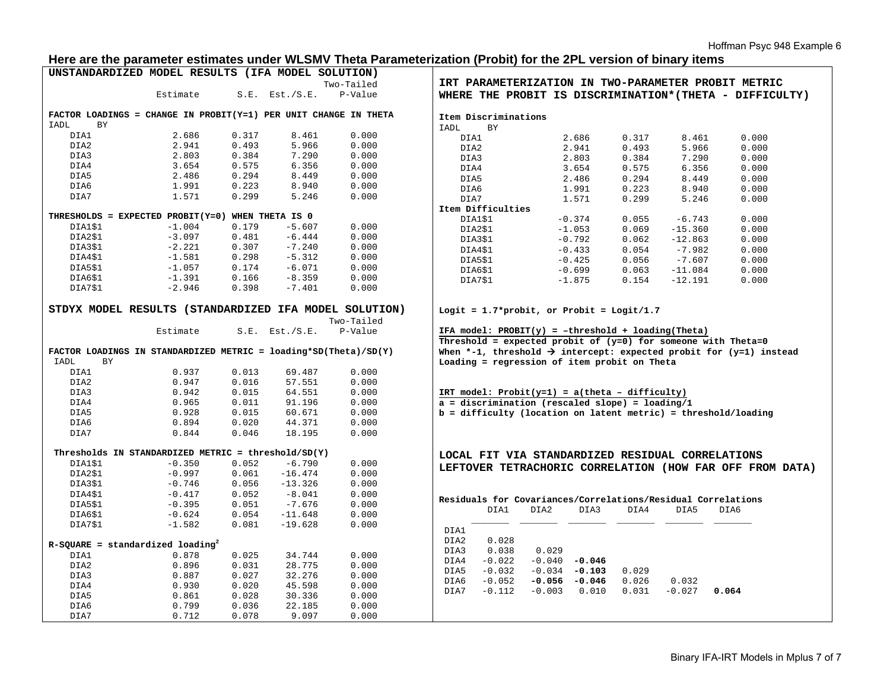## Here are the parameter estimates under WLSMV Theta Parameterization (Probit) for the 2PL version of binary items

**UNSTANDARDIZED MODEL RESULTS (IFA MODEL SOLUTION)**

**FACTOR LOADINGS = CHANGE IN PROBIT(Y=1) PER UNIT CHANGE IN THETA**

| IADL BY | Estimate | S.E. | Est./S.E. | Two-Tailed P-Value |
|---|---|---|---|---|
| DIA1 | 2.686 | 0.317 | 8.461 | 0.000 |
| DIA2 | 2.941 | 0.493 | 5.966 | 0.000 |
| DIA3 | 2.803 | 0.384 | 7.290 | 0.000 |
| DIA4 | 3.654 | 0.575 | 6.356 | 0.000 |
| DIA5 | 2.486 | 0.294 | 8.449 | 0.000 |
| DIA6 | 1.991 | 0.223 | 8.940 | 0.000 |
| DIA7 | 1.571 | 0.299 | 5.246 | 0.000 |

**THRESHOLDS = EXPECTED PROBIT(Y=0) WHEN THETA IS 0**

| | Estimate | S.E. | Est./S.E. | Two-Tailed P-Value |
|---|---|---|---|---|
| DIA1$1 | -1.004 | 0.179 | -5.607 | 0.000 |
| DIA2$1 | -3.097 | 0.481 | -6.444 | 0.000 |
| DIA3$1 | -2.221 | 0.307 | -7.240 | 0.000 |
| DIA4$1 | -1.581 | 0.298 | -5.312 | 0.000 |
| DIA5$1 | -1.057 | 0.174 | -6.071 | 0.000 |
| DIA6$1 | -1.391 | 0.166 | -8.359 | 0.000 |
| DIA7$1 | -2.946 | 0.398 | -7.401 | 0.000 |

**STDYX MODEL RESULTS (STANDARDIZED IFA MODEL SOLUTION)**

**FACTOR LOADINGS IN STANDARDIZED METRIC = loading*SD(Theta)/SD(Y)**

| IADL BY | Estimate | S.E. | Est./S.E. | Two-Tailed P-Value |
|---|---|---|---|---|
| DIA1 | 0.937 | 0.013 | 69.487 | 0.000 |
| DIA2 | 0.947 | 0.016 | 57.551 | 0.000 |
| DIA3 | 0.942 | 0.015 | 64.551 | 0.000 |
| DIA4 | 0.965 | 0.011 | 91.196 | 0.000 |
| DIA5 | 0.928 | 0.015 | 60.671 | 0.000 |
| DIA6 | 0.894 | 0.020 | 44.371 | 0.000 |
| DIA7 | 0.844 | 0.046 | 18.195 | 0.000 |

**Thresholds IN STANDARDIZED METRIC = threshold/SD(Y)**

| | Estimate | S.E. | Est./S.E. | Two-Tailed P-Value |
|---|---|---|---|---|
| DIA1$1 | -0.350 | 0.052 | -6.790 | 0.000 |
| DIA2$1 | -0.997 | 0.061 | -16.474 | 0.000 |
| DIA3$1 | -0.746 | 0.056 | -13.326 | 0.000 |
| DIA4$1 | -0.417 | 0.052 | -8.041 | 0.000 |
| DIA5$1 | -0.395 | 0.051 | -7.676 | 0.000 |
| DIA6$1 | -0.624 | 0.054 | -11.648 | 0.000 |
| DIA7$1 | -1.582 | 0.081 | -19.628 | 0.000 |

**R-SQUARE = standardized loading$^2$**

| | Estimate | S.E. | Est./S.E. | Two-Tailed P-Value |
|---|---|---|---|---|
| DIA1 | 0.878 | 0.025 | 34.744 | 0.000 |
| DIA2 | 0.896 | 0.031 | 28.775 | 0.000 |
| DIA3 | 0.887 | 0.027 | 32.276 | 0.000 |
| DIA4 | 0.930 | 0.020 | 45.598 | 0.000 |
| DIA5 | 0.861 | 0.028 | 30.336 | 0.000 |
| DIA6 | 0.799 | 0.036 | 22.185 | 0.000 |
| DIA7 | 0.712 | 0.078 | 9.097 | 0.000 |

**IRT PARAMETERIZATION IN TWO-PARAMETER PROBIT METRIC WHERE THE PROBIT IS DISCRIMINATION*(THETA - DIFFICULTY)**

**Item Discriminations**

| IADL BY | | | | |
|---|---|---|---|---|
| DIA1 | 2.686 | 0.317 | 8.461 | 0.000 |
| DIA2 | 2.941 | 0.493 | 5.966 | 0.000 |
| DIA3 | 2.803 | 0.384 | 7.290 | 0.000 |
| DIA4 | 3.654 | 0.575 | 6.356 | 0.000 |
| DIA5 | 2.486 | 0.294 | 8.449 | 0.000 |
| DIA6 | 1.991 | 0.223 | 8.940 | 0.000 |
| DIA7 | 1.571 | 0.299 | 5.246 | 0.000 |

**Item Difficulties**

| | | | | |
|---|---|---|---|---|
| DIA1$1 | -0.374 | 0.055 | -6.743 | 0.000 |
| DIA2$1 | -1.053 | 0.069 | -15.360 | 0.000 |
| DIA3$1 | -0.792 | 0.062 | -12.863 | 0.000 |
| DIA4$1 | -0.433 | 0.054 | -7.982 | 0.000 |
| DIA5$1 | -0.425 | 0.056 | -7.607 | 0.000 |
| DIA6$1 | -0.699 | 0.063 | -11.084 | 0.000 |
| DIA7$1 | -1.875 | 0.154 | -12.191 | 0.000 |

**Logit = 1.7*probit, or Probit = Logit/1.7**

**IFA model: PROBIT(y) = –threshold + loading(Theta)**
**Threshold = expected probit of (y=0) for someone with Theta=0**
**When *-1, threshold → intercept: expected probit for (y=1) instead**
**Loading = regression of item probit on Theta**

**IRT model: Probit(y=1) = a(theta – difficulty)**
**a = discrimination (rescaled slope) = loading/1**
**b = difficulty (location on latent metric) = threshold/loading**

**LOCAL FIT VIA STANDARDIZED RESIDUAL CORRELATIONS LEFTOVER TETRACHORIC CORRELATION (HOW FAR OFF FROM DATA)**

**Residuals for Covariances/Correlations/Residual Correlations**

| | DIA1 | DIA2 | DIA3 | DIA4 | DIA5 | DIA6 |
|---|---|---|---|---|---|---|
| DIA1 | | | | | | |
| DIA2 | 0.028 | | | | | |
| DIA3 | 0.038 | 0.029 | | | | |
| DIA4 | -0.022 | -0.040 | **-0.046** | | | |
| DIA5 | -0.032 | -0.034 | **-0.103** | 0.029 | | |
| DIA6 | -0.052 | **-0.056** | **-0.046** | 0.026 | 0.032 | |
| DIA7 | -0.112 | -0.003 | 0.010 | 0.031 | -0.027 | **0.064** |